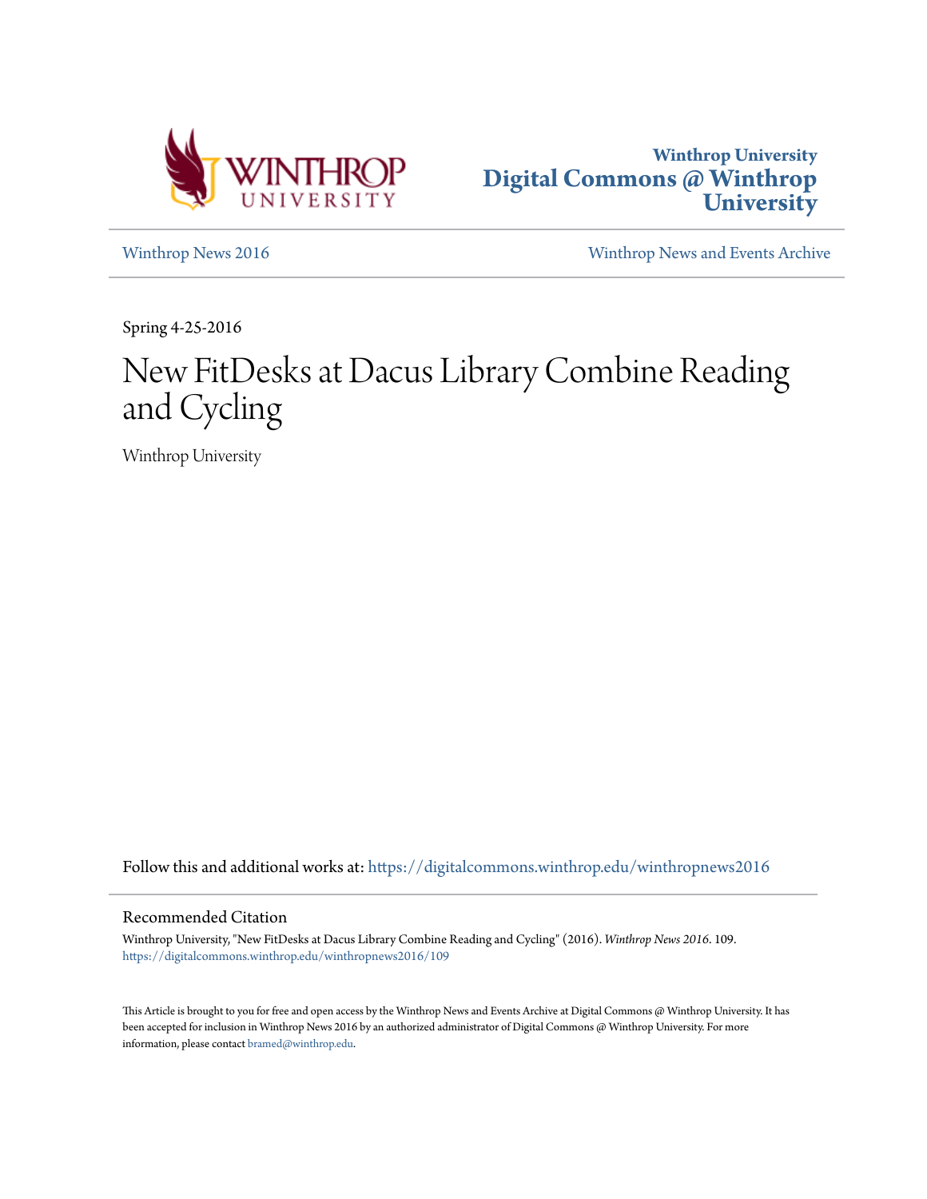Winthrop University
Digital Commons @ Winthrop University

Winthrop News 2016 | Winthrop News and Events Archive

Spring 4-25-2016

# New FitDesks at Dacus Library Combine Reading and Cycling

Winthrop University

Follow this and additional works at: https://digitalcommons.winthrop.edu/winthropnews2016

## Recommended Citation

Winthrop University, "New FitDesks at Dacus Library Combine Reading and Cycling" (2016). *Winthrop News 2016*. 109.
https://digitalcommons.winthrop.edu/winthropnews2016/109

This Article is brought to you for free and open access by the Winthrop News and Events Archive at Digital Commons @ Winthrop University. It has been accepted for inclusion in Winthrop News 2016 by an authorized administrator of Digital Commons @ Winthrop University. For more information, please contact bramed@winthrop.edu.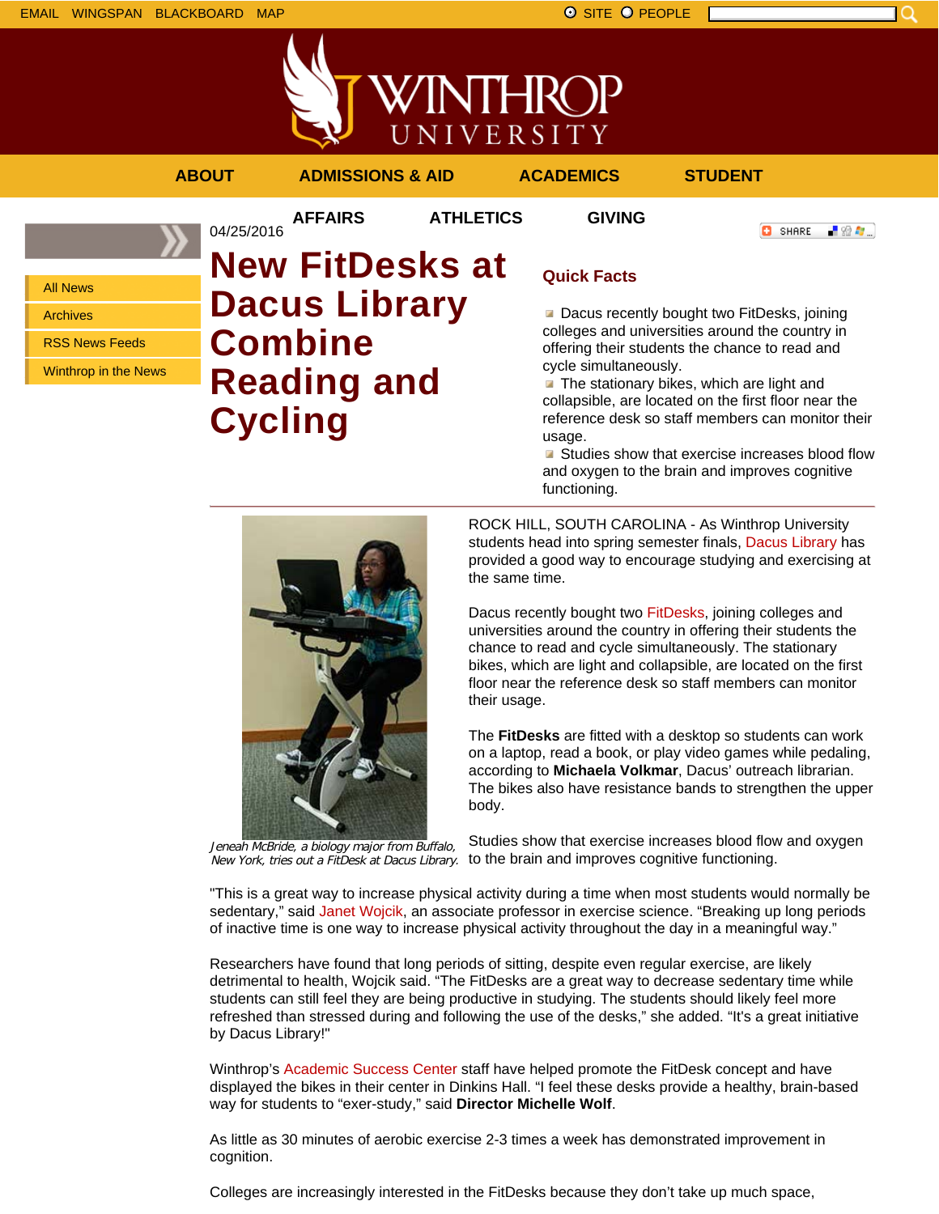EMAIL WINGSPAN BLACKBOARD MAP

SITE PEOPLE

# WINTHROP UNIVERSITY

ABOUT ADMISSIONS & AID ACADEMICS STUDENT AFFAIRS ATHLETICS GIVING

- All News
- Archives
- RSS News Feeds
- Winthrop in the News

04/25/2016

SHARE

# New FitDesks at Dacus Library Combine Reading and Cycling

## Quick Facts

- Dacus recently bought two FitDesks, joining colleges and universities around the country in offering their students the chance to read and cycle simultaneously.
- The stationary bikes, which are light and collapsible, are located on the first floor near the reference desk so staff members can monitor their usage.
- Studies show that exercise increases blood flow and oxygen to the brain and improves cognitive functioning.

*Jeneah McBride, a biology major from Buffalo, New York, tries out a FitDesk at Dacus Library.*

ROCK HILL, SOUTH CAROLINA - As Winthrop University students head into spring semester finals, Dacus Library has provided a good way to encourage studying and exercising at the same time.

Dacus recently bought two FitDesks, joining colleges and universities around the country in offering their students the chance to read and cycle simultaneously. The stationary bikes, which are light and collapsible, are located on the first floor near the reference desk so staff members can monitor their usage.

The **FitDesks** are fitted with a desktop so students can work on a laptop, read a book, or play video games while pedaling, according to **Michaela Volkmar**, Dacus' outreach librarian. The bikes also have resistance bands to strengthen the upper body.

Studies show that exercise increases blood flow and oxygen to the brain and improves cognitive functioning.

"This is a great way to increase physical activity during a time when most students would normally be sedentary," said Janet Wojcik, an associate professor in exercise science. "Breaking up long periods of inactive time is one way to increase physical activity throughout the day in a meaningful way."

Researchers have found that long periods of sitting, despite even regular exercise, are likely detrimental to health, Wojcik said. "The FitDesks are a great way to decrease sedentary time while students can still feel they are being productive in studying. The students should likely feel more refreshed than stressed during and following the use of the desks," she added. "It's a great initiative by Dacus Library!"

Winthrop's Academic Success Center staff have helped promote the FitDesk concept and have displayed the bikes in their center in Dinkins Hall. "I feel these desks provide a healthy, brain-based way for students to "exer-study," said **Director Michelle Wolf**.

As little as 30 minutes of aerobic exercise 2-3 times a week has demonstrated improvement in cognition.

Colleges are increasingly interested in the FitDesks because they don't take up much space,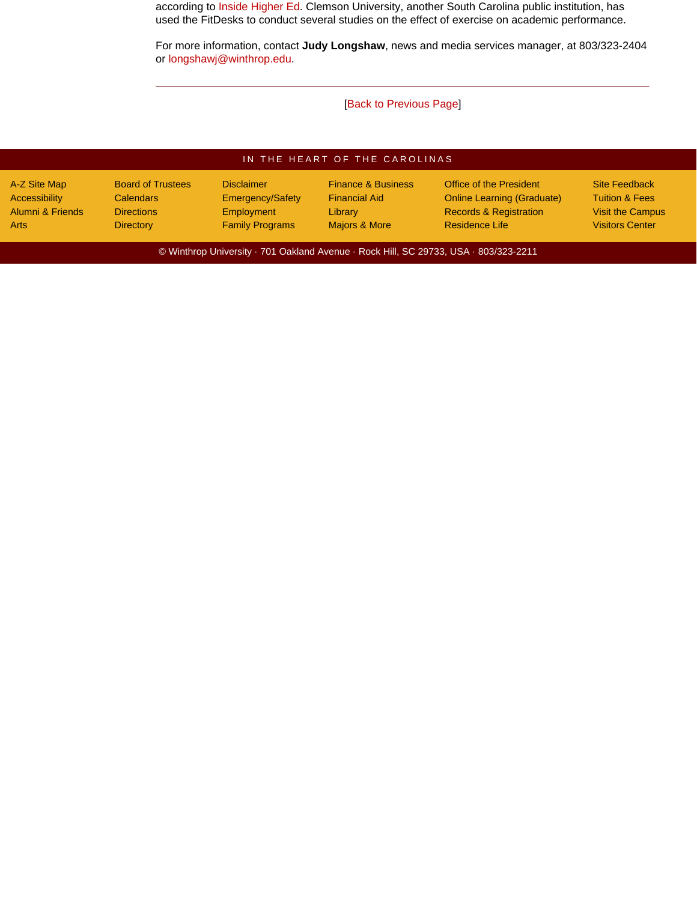according to Inside Higher Ed. Clemson University, another South Carolina public institution, has used the FitDesks to conduct several studies on the effect of exercise on academic performance.

For more information, contact **Judy Longshaw**, news and media services manager, at 803/323-2404 or longshawj@winthrop.edu.

---

[Back to Previous Page]

IN THE HEART OF THE CAROLINAS

| | | | | | |
|---|---|---|---|---|---|
| A-Z Site Map | Board of Trustees | Disclaimer | Finance & Business | Office of the President | Site Feedback |
| Accessibility | Calendars | Emergency/Safety | Financial Aid | Online Learning (Graduate) | Tuition & Fees |
| Alumni & Friends | Directions | Employment | Library | Records & Registration | Visit the Campus |
| Arts | Directory | Family Programs | Majors & More | Residence Life | Visitors Center |

© Winthrop University · 701 Oakland Avenue · Rock Hill, SC 29733, USA · 803/323-2211